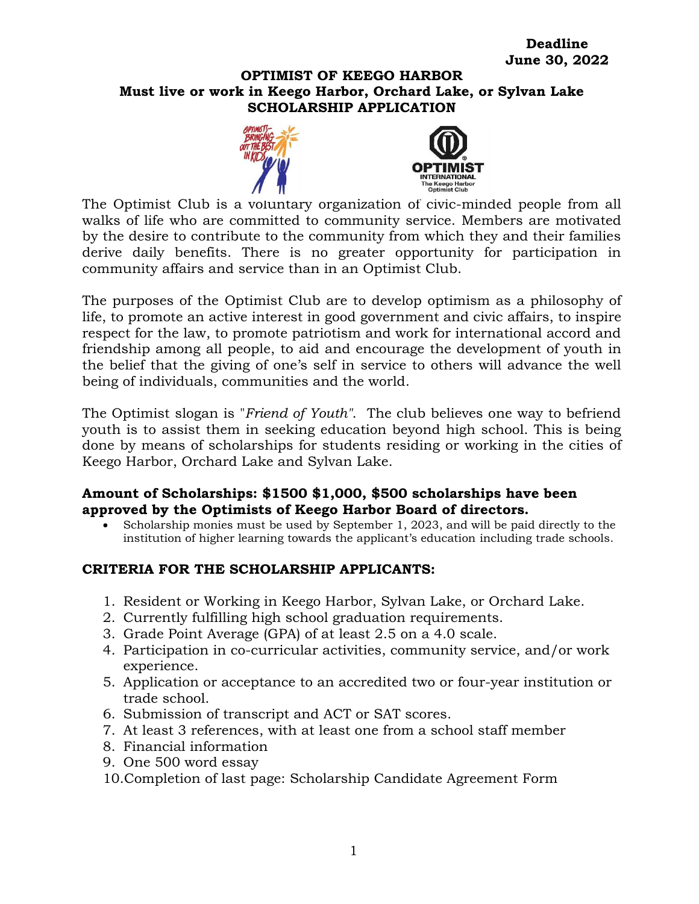**Deadline**
**June 30, 2022**

# OPTIMIST OF KEEGO HARBOR
## Must live or work in Keego Harbor, Orchard Lake, or Sylvan Lake
## SCHOLARSHIP APPLICATION

The Optimist Club is a voluntary organization of civic-minded people from all walks of life who are committed to community service. Members are motivated by the desire to contribute to the community from which they and their families derive daily benefits. There is no greater opportunity for participation in community affairs and service than in an Optimist Club.

The purposes of the Optimist Club are to develop optimism as a philosophy of life, to promote an active interest in good government and civic affairs, to inspire respect for the law, to promote patriotism and work for international accord and friendship among all people, to aid and encourage the development of youth in the belief that the giving of one's self in service to others will advance the well being of individuals, communities and the world.

The Optimist slogan is "*Friend of Youth"*. The club believes one way to befriend youth is to assist them in seeking education beyond high school. This is being done by means of scholarships for students residing or working in the cities of Keego Harbor, Orchard Lake and Sylvan Lake.

**Amount of Scholarships: $1500 $1,000, $500 scholarships have been approved by the Optimists of Keego Harbor Board of directors.**

- Scholarship monies must be used by September 1, 2023, and will be paid directly to the institution of higher learning towards the applicant's education including trade schools.

### CRITERIA FOR THE SCHOLARSHIP APPLICANTS:

1. Resident or Working in Keego Harbor, Sylvan Lake, or Orchard Lake.
2. Currently fulfilling high school graduation requirements.
3. Grade Point Average (GPA) of at least 2.5 on a 4.0 scale.
4. Participation in co-curricular activities, community service, and/or work experience.
5. Application or acceptance to an accredited two or four-year institution or trade school.
6. Submission of transcript and ACT or SAT scores.
7. At least 3 references, with at least one from a school staff member
8. Financial information
9. One 500 word essay
10. Completion of last page: Scholarship Candidate Agreement Form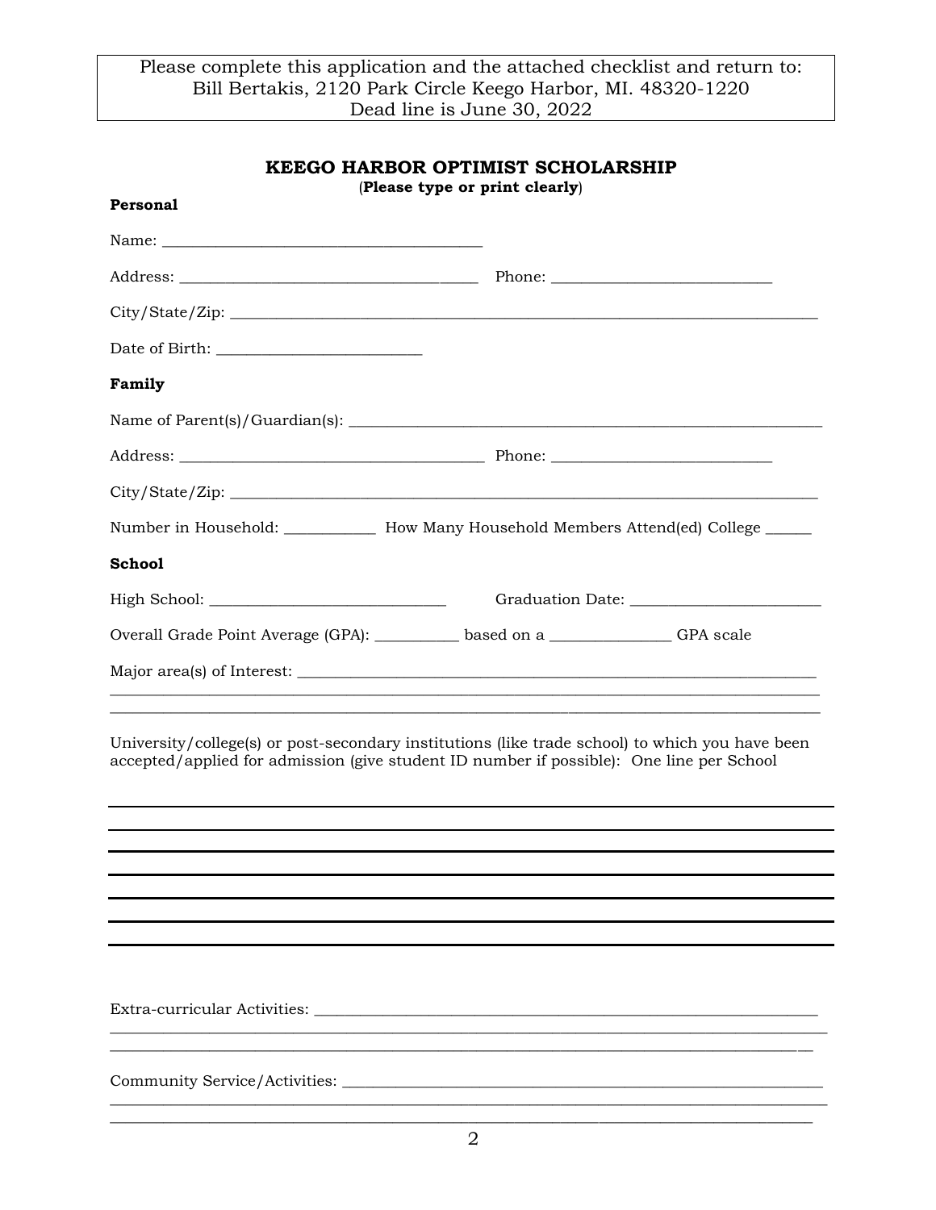Please complete this application and the attached checklist and return to:
Bill Bertakis, 2120 Park Circle Keego Harbor, MI. 48320-1220
Dead line is June 30, 2022

## KEEGO HARBOR OPTIMIST SCHOLARSHIP

(**Please type or print clearly**)

**Personal**

Name: ________________________________________

Address: ____________________________________ Phone: ___________________________

City/State/Zip: __________________________________________________________________________

Date of Birth: _________________________

**Family**

Name of Parent(s)/Guardian(s): ______________________________________________________________

Address: ______________________________________ Phone: ___________________________

City/State/Zip: __________________________________________________________________________

Number in Household: ___________ How Many Household Members Attend(ed) College ______

**School**

High School: ______________________________ Graduation Date: ________________________

Overall Grade Point Average (GPA): __________ based on a _______________ GPA scale

Major area(s) of Interest: _____________________________________________________________________
_________________________________________________________________________________________
_________________________________________________________________________________________

University/college(s) or post-secondary institutions (like trade school) to which you have been accepted/applied for admission (give student ID number if possible): One line per School

_________________________________________________________________________________________
_________________________________________________________________________________________
_________________________________________________________________________________________
_________________________________________________________________________________________
_________________________________________________________________________________________
_________________________________________________________________________________________
_________________________________________________________________________________________

Extra-curricular Activities: ________________________________________________________________
_________________________________________________________________________________________
_________________________________________________________________________________________

Community Service/Activities: ______________________________________________________________
_________________________________________________________________________________________
_________________________________________________________________________________________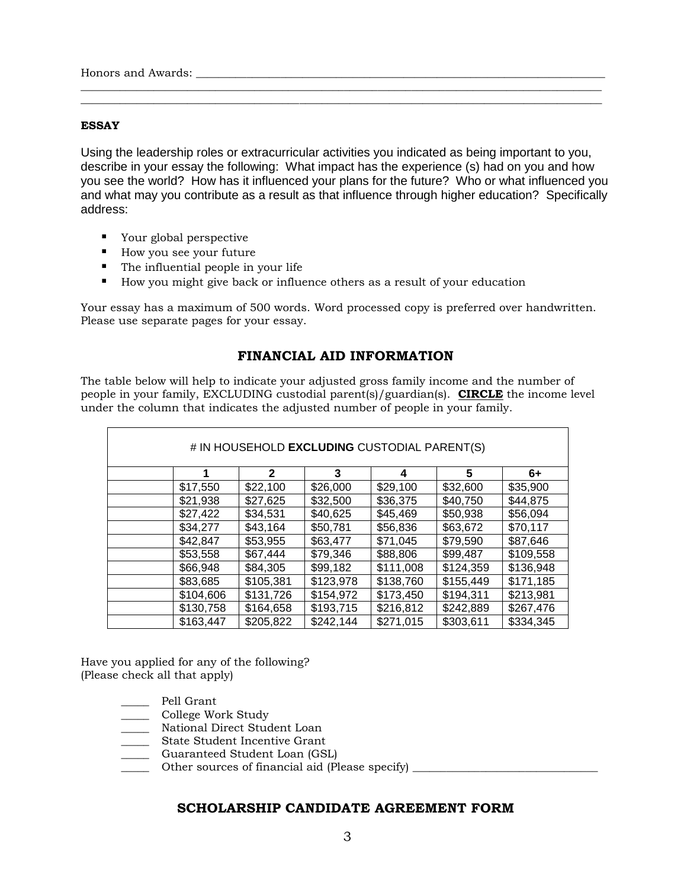Honors and Awards: ______________________________________________________________________________
______________________________________________________________________________________________
______________________________________________________________________________________________

**ESSAY**

Using the leadership roles or extracurricular activities you indicated as being important to you, describe in your essay the following: What impact has the experience (s) had on you and how you see the world? How has it influenced your plans for the future? Who or what influenced you and what may you contribute as a result as that influence through higher education? Specifically address:

- Your global perspective
- How you see your future
- The influential people in your life
- How you might give back or influence others as a result of your education

Your essay has a maximum of 500 words. Word processed copy is preferred over handwritten. Please use separate pages for your essay.

## FINANCIAL AID INFORMATION

The table below will help to indicate your adjusted gross family income and the number of people in your family, EXCLUDING custodial parent(s)/guardian(s). **CIRCLE** the income level under the column that indicates the adjusted number of people in your family.

| # IN HOUSEHOLD **EXCLUDING** CUSTODIAL PARENT(S) | | | | | | |
|---|---|---|---|---|---|---|
| | **1** | **2** | **3** | **4** | **5** | **6+** |
| | $17,550 | $22,100 | $26,000 | $29,100 | $32,600 | $35,900 |
| | $21,938 | $27,625 | $32,500 | $36,375 | $40,750 | $44,875 |
| | $27,422 | $34,531 | $40,625 | $45,469 | $50,938 | $56,094 |
| | $34,277 | $43,164 | $50,781 | $56,836 | $63,672 | $70,117 |
| | $42,847 | $53,955 | $63,477 | $71,045 | $79,590 | $87,646 |
| | $53,558 | $67,444 | $79,346 | $88,806 | $99,487 | $109,558 |
| | $66,948 | $84,305 | $99,182 | $111,008 | $124,359 | $136,948 |
| | $83,685 | $105,381 | $123,978 | $138,760 | $155,449 | $171,185 |
| | $104,606 | $131,726 | $154,972 | $173,450 | $194,311 | $213,981 |
| | $130,758 | $164,658 | $193,715 | $216,812 | $242,889 | $267,476 |
| | $163,447 | $205,822 | $242,144 | $271,015 | $303,611 | $334,345 |

Have you applied for any of the following?
(Please check all that apply)

_____ Pell Grant
_____ College Work Study
_____ National Direct Student Loan
_____ State Student Incentive Grant
_____ Guaranteed Student Loan (GSL)
_____ Other sources of financial aid (Please specify) ________________________________

## SCHOLARSHIP CANDIDATE AGREEMENT FORM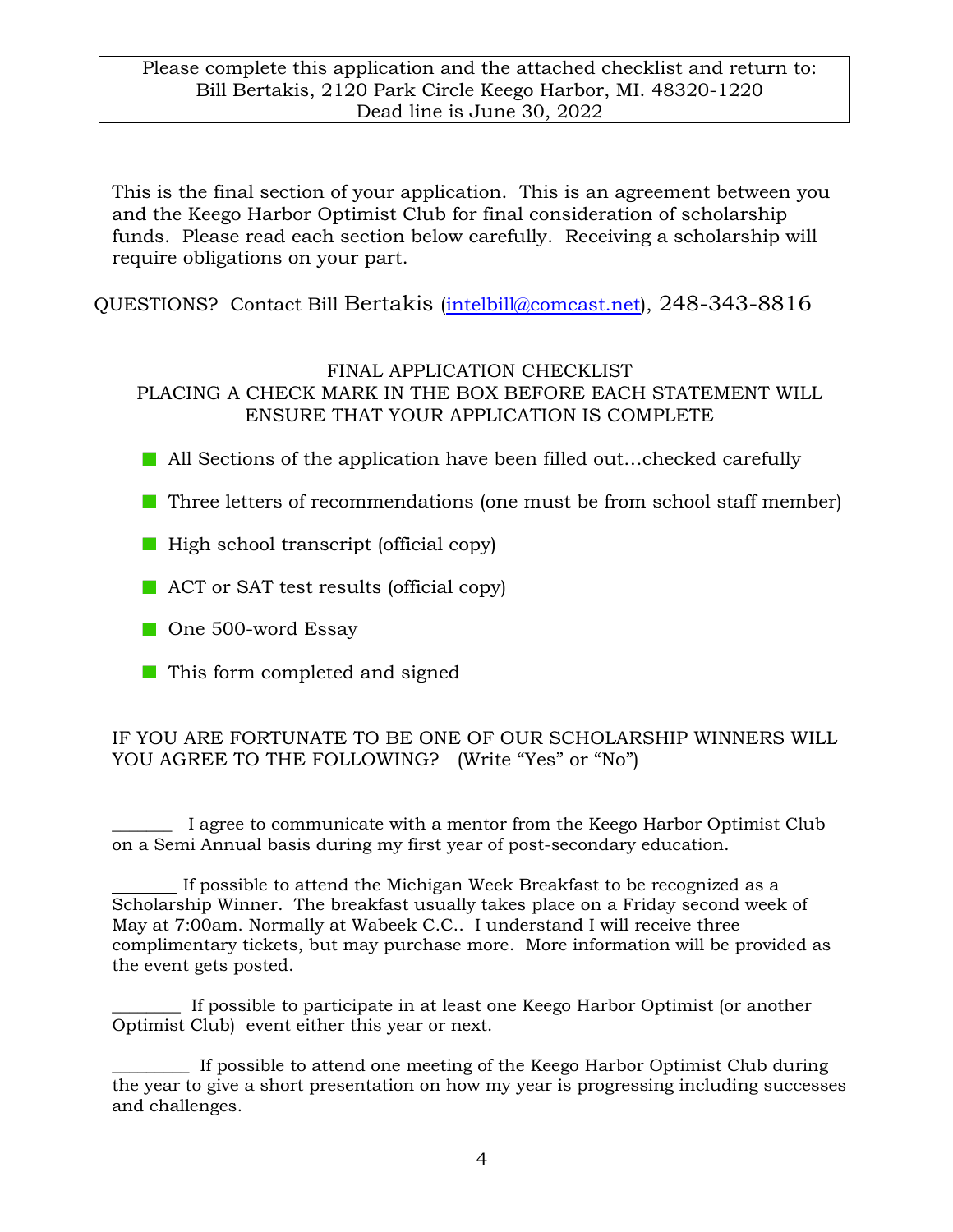Please complete this application and the attached checklist and return to:
Bill Bertakis, 2120 Park Circle Keego Harbor, MI. 48320-1220
Dead line is June 30, 2022

This is the final section of your application. This is an agreement between you and the Keego Harbor Optimist Club for final consideration of scholarship funds. Please read each section below carefully. Receiving a scholarship will require obligations on your part.

QUESTIONS? Contact Bill Bertakis (intelbill@comcast.net), 248-343-8816

FINAL APPLICATION CHECKLIST
PLACING A CHECK MARK IN THE BOX BEFORE EACH STATEMENT WILL ENSURE THAT YOUR APPLICATION IS COMPLETE

- All Sections of the application have been filled out…checked carefully
- Three letters of recommendations (one must be from school staff member)
- High school transcript (official copy)
- ACT or SAT test results (official copy)
- One 500-word Essay
- This form completed and signed

IF YOU ARE FORTUNATE TO BE ONE OF OUR SCHOLARSHIP WINNERS WILL YOU AGREE TO THE FOLLOWING? (Write "Yes" or "No")

_______ I agree to communicate with a mentor from the Keego Harbor Optimist Club on a Semi Annual basis during my first year of post-secondary education.

________ If possible to attend the Michigan Week Breakfast to be recognized as a Scholarship Winner. The breakfast usually takes place on a Friday second week of May at 7:00am. Normally at Wabeek C.C.. I understand I will receive three complimentary tickets, but may purchase more. More information will be provided as the event gets posted.

________ If possible to participate in at least one Keego Harbor Optimist (or another Optimist Club) event either this year or next.

_________ If possible to attend one meeting of the Keego Harbor Optimist Club during the year to give a short presentation on how my year is progressing including successes and challenges.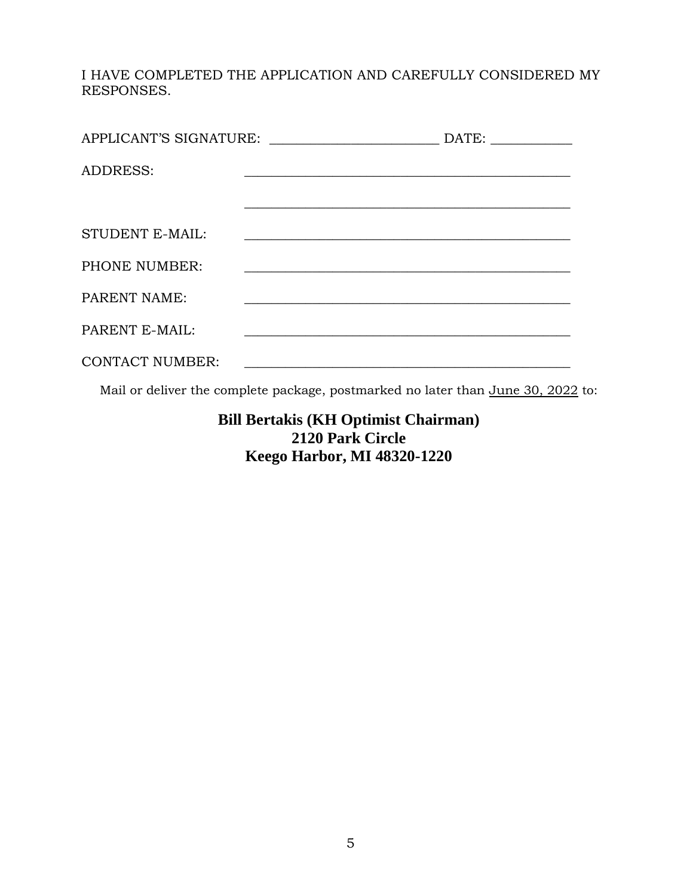I HAVE COMPLETED THE APPLICATION AND CAREFULLY CONSIDERED MY RESPONSES.

APPLICANT'S SIGNATURE: _________________________ DATE: ____________

ADDRESS: _________________________________________________

_________________________________________________

STUDENT E-MAIL: _________________________________________________

PHONE NUMBER: _________________________________________________

PARENT NAME: _________________________________________________

PARENT E-MAIL: _________________________________________________

CONTACT NUMBER: _________________________________________________

Mail or deliver the complete package, postmarked no later than June 30, 2022 to:

**Bill Bertakis (KH Optimist Chairman)**
**2120 Park Circle**
**Keego Harbor, MI 48320-1220**